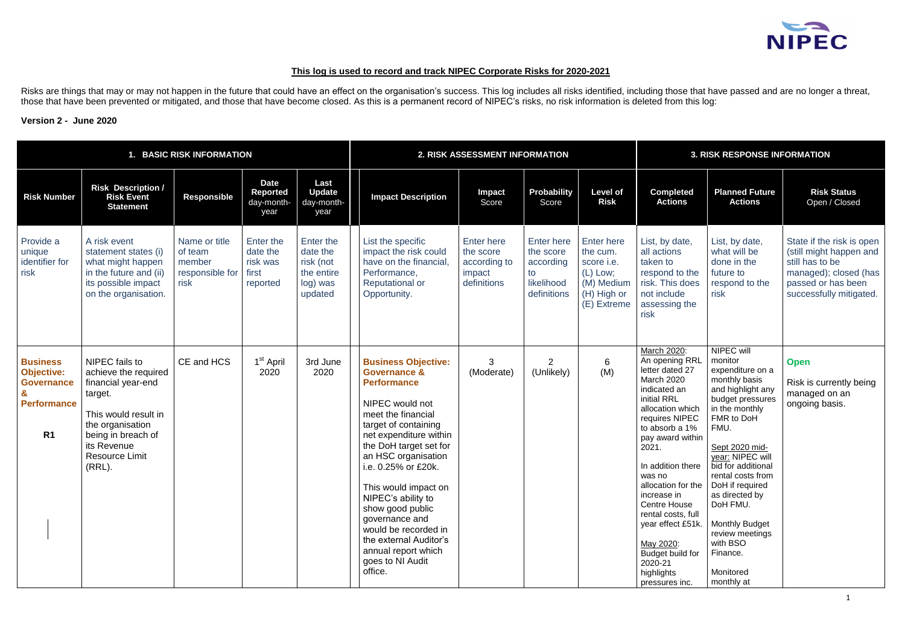**This log is used to record and track NIPEC Corporate Risks for 2020-2021**

Risks are things that may or may not happen in the future that could have an effect on the organisation's success. This log includes all risks identified, including those that have passed and are no longer a threat, those that have been prevented or mitigated, and those that have become closed. As this is a permanent record of NIPEC's risks, no risk information is deleted from this log:

**Version 2 - June 2020**

| 1. BASIC RISK INFORMATION | | | | | 2. RISK ASSESSMENT INFORMATION | | | | 3. RISK RESPONSE INFORMATION | | |
|---|---|---|---|---|---|---|---|---|---|---|---|
| **Risk Number** | **Risk Description / Risk Event Statement** | **Responsible** | **Date Reported** day-month-year | **Last Update** day-month-year | **Impact Description** | **Impact** Score | **Probability** Score | **Level of Risk** | **Completed Actions** | **Planned Future Actions** | **Risk Status** Open / Closed |
| Provide a unique identifier for risk | A risk event statement states (i) what might happen in the future and (ii) its possible impact on the organisation. | Name or title of team member responsible for risk | Enter the date the risk was first reported | Enter the date the risk (not the entire log) was updated | List the specific impact the risk could have on the financial, Performance, Reputational or Opportunity. | Enter here the score according to impact definitions | Enter here the score according to likelihood definitions | Enter here the cum. score i.e. (L) Low; (M) Medium (H) High or (E) Extreme | List, by date, all actions taken to respond to the risk. This does not include assessing the risk | List, by date, what will be done in the future to respond to the risk | State if the risk is open (still might happen and still has to be managed); closed (has passed or has been successfully mitigated. |
| **Business Objective: Governance & Performance** <br><br> **R1** | NIPEC fails to achieve the required financial year-end target. <br><br> This would result in the organisation being in breach of its Revenue Resource Limit (RRL). | CE and HCS | 1st April 2020 | 3rd June 2020 | **Business Objective: Governance & Performance** <br><br> NIPEC would not meet the financial target of containing net expenditure within the DoH target set for an HSC organisation i.e. 0.25% or £20k. <br><br> This would impact on NIPEC's ability to show good public governance and would be recorded in the external Auditor's annual report which goes to NI Audit office. | 3 (Moderate) | 2 (Unlikely) | 6 (M) | March 2020: An opening RRL letter dated 27 March 2020 indicated an initial RRL allocation which requires NIPEC to absorb a 1% pay award within 2021. <br><br> In addition there was no allocation for the increase in Centre House rental costs, full year effect £51k. <br><br> May 2020: Budget build for 2020-21 highlights pressures inc. | NIPEC will monitor expenditure on a monthly basis and highlight any budget pressures in the monthly FMR to DoH FMU. <br><br> Sept 2020 mid-year: NIPEC will bid for additional rental costs from DoH if required as directed by DoH FMU. <br><br> Monthly Budget review meetings with BSO Finance. <br><br> Monitored monthly at | **Open** <br><br> Risk is currently being managed on an ongoing basis. |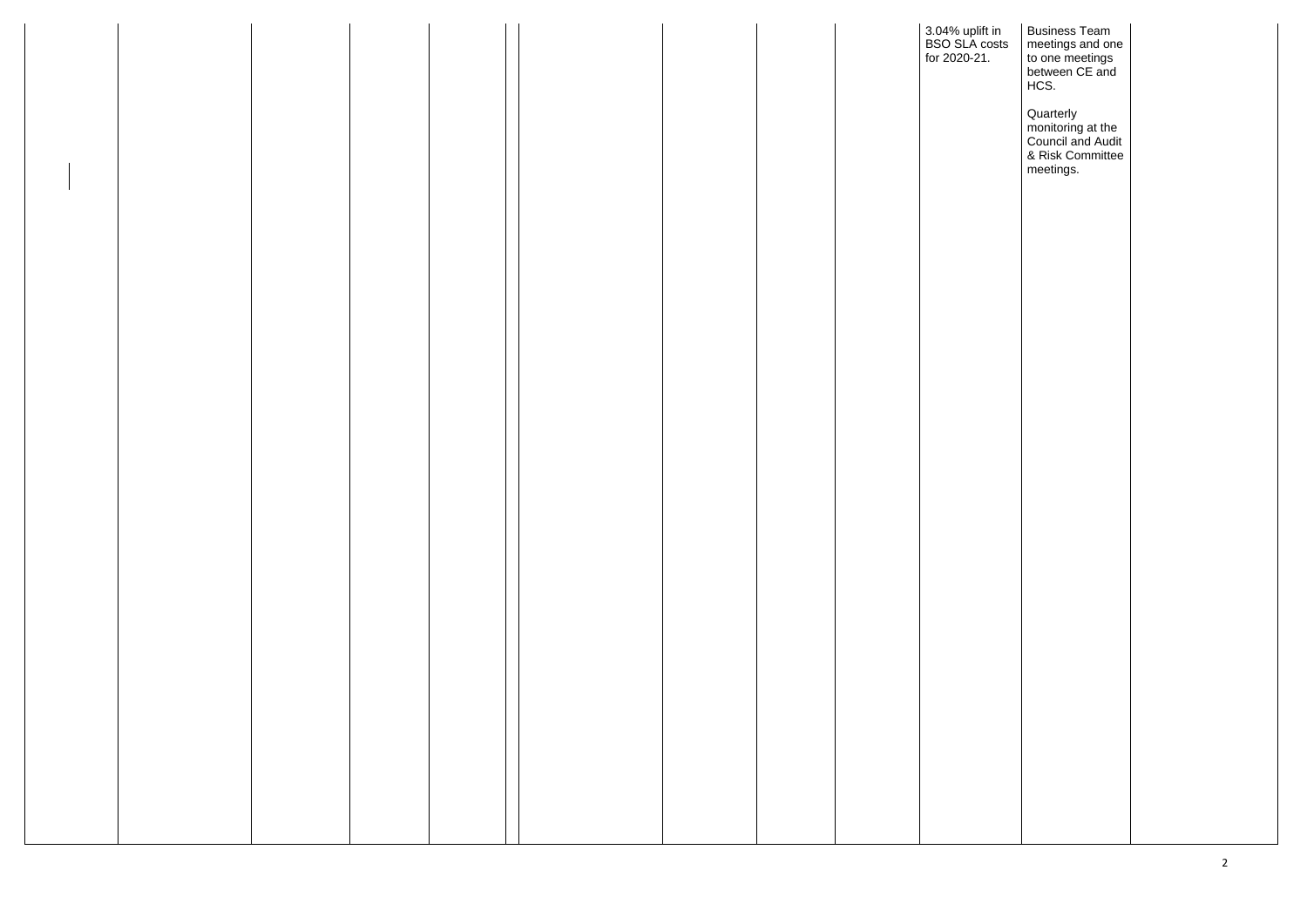| | | | | | | | | | | | |
|---|---|---|---|---|---|---|---|---|---|---|---|
| | | | | | | | | | 3.04% uplift in BSO SLA costs for 2020-21. | Business Team meetings and one to one meetings between CE and HCS.<br><br>Quarterly monitoring at the Council and Audit & Risk Committee meetings. | |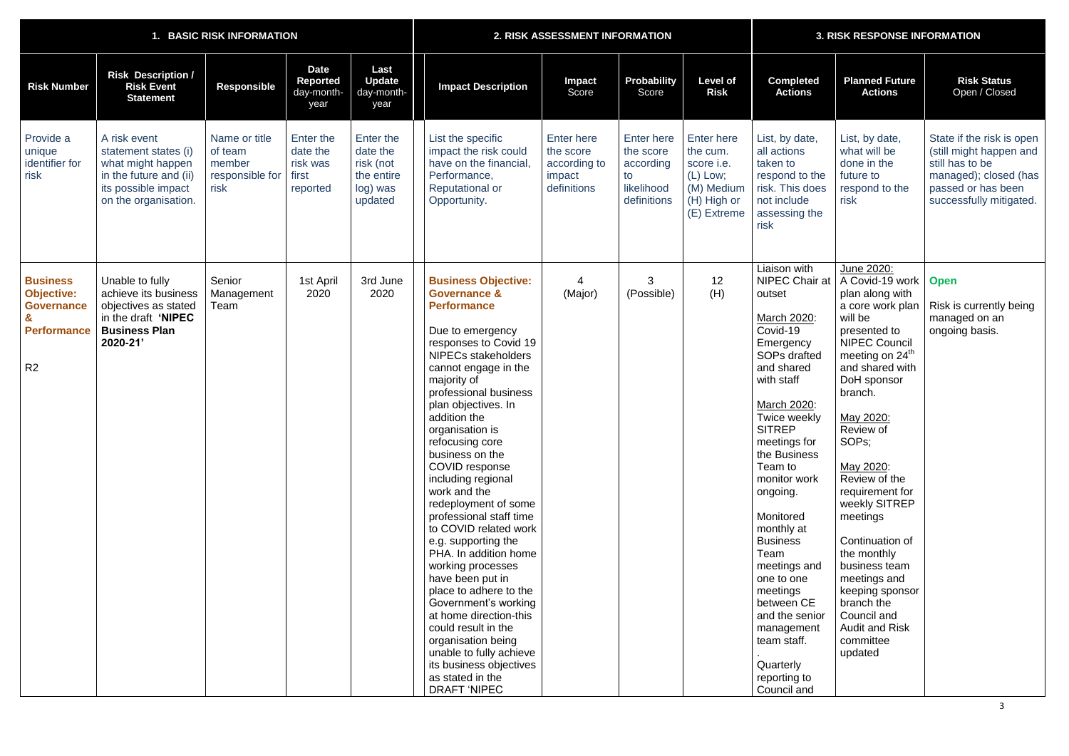| 1. BASIC RISK INFORMATION | | | | | 2. RISK ASSESSMENT INFORMATION | | | | 3. RISK RESPONSE INFORMATION | | |
|---|---|---|---|---|---|---|---|---|---|---|---|
| **Risk Number** | **Risk Description / Risk Event Statement** | **Responsible** | **Date Reported** day-month-year | **Last Update** day-month-year | **Impact Description** | **Impact** Score | **Probability** Score | **Level of Risk** | **Completed Actions** | **Planned Future Actions** | **Risk Status** Open / Closed |
| Provide a unique identifier for risk | A risk event statement states (i) what might happen in the future and (ii) its possible impact on the organisation. | Name or title of team member responsible for risk | Enter the date the risk was first reported | Enter the date the risk (not the entire log) was updated | List the specific impact the risk could have on the financial, Performance, Reputational or Opportunity. | Enter here the score according to impact definitions | Enter here the score according to likelihood definitions | Enter here the cum. score i.e. (L) Low; (M) Medium (H) High or (E) Extreme | List, by date, all actions taken to respond to the risk. This does not include assessing the risk | List, by date, what will be done in the future to respond to the risk | State if the risk is open (still might happen and still has to be managed); closed (has passed or has been successfully mitigated. |
| **Business Objective: Governance & Performance** <br><br> R2 | Unable to fully achieve its business objectives as stated in the draft **'NIPEC Business Plan 2020-21'** | Senior Management Team | 1st April 2020 | 3rd June 2020 | **Business Objective: Governance & Performance** <br><br> Due to emergency responses to Covid 19 NIPECs stakeholders cannot engage in the majority of professional business plan objectives. In addition the organisation is refocusing core business on the COVID response including regional work and the redeployment of some professional staff time to COVID related work e.g. supporting the PHA. In addition home working processes have been put in place to adhere to the Government's working at home direction-this could result in the organisation being unable to fully achieve its business objectives as stated in the DRAFT 'NIPEC | 4 (Major) | 3 (Possible) | 12 (H) | Liaison with NIPEC Chair at outset <br><br> March 2020: Covid-19 Emergency SOPs drafted and shared with staff <br><br> March 2020: Twice weekly SITREP meetings for the Business Team to monitor work ongoing. <br><br> Monitored monthly at Business Team meetings and one to one meetings between CE and the senior management team staff. <br> . <br> Quarterly reporting to Council and | June 2020: A Covid-19 work plan along with a core work plan will be presented to NIPEC Council meeting on 24th and shared with DoH sponsor branch. <br><br> May 2020: Review of SOPs; <br><br> May 2020: Review of the requirement for weekly SITREP meetings <br><br> Continuation of the monthly business team meetings and keeping sponsor branch the Council and Audit and Risk committee updated | **Open** <br><br> Risk is currently being managed on an ongoing basis. |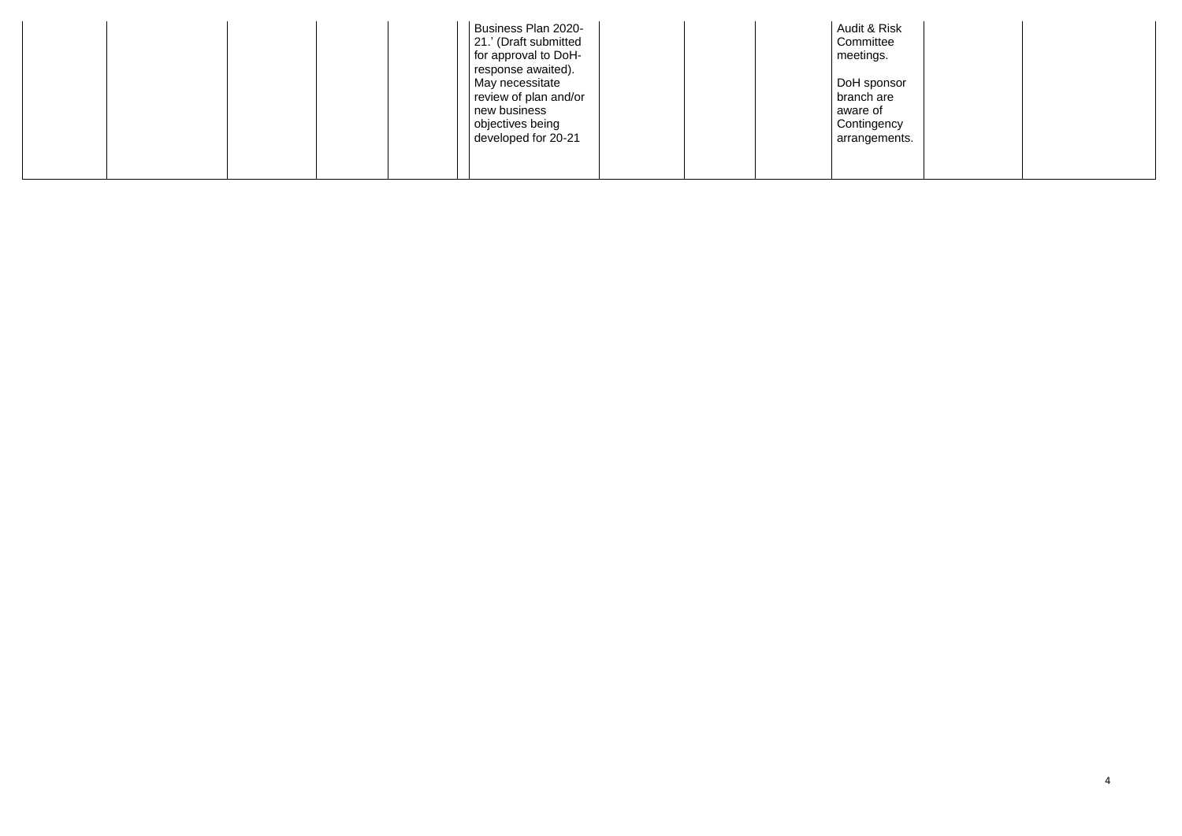| | | | | | | | | | | | | |
|---|---|---|---|---|---|---|---|---|---|---|---|---|
| | | | | | | Business Plan 2020-21.' (Draft submitted for approval to DoH-response awaited). May necessitate review of plan and/or new business objectives being developed for 20-21 | | | | Audit & Risk Committee meetings.<br><br>DoH sponsor branch are aware of Contingency arrangements. | | |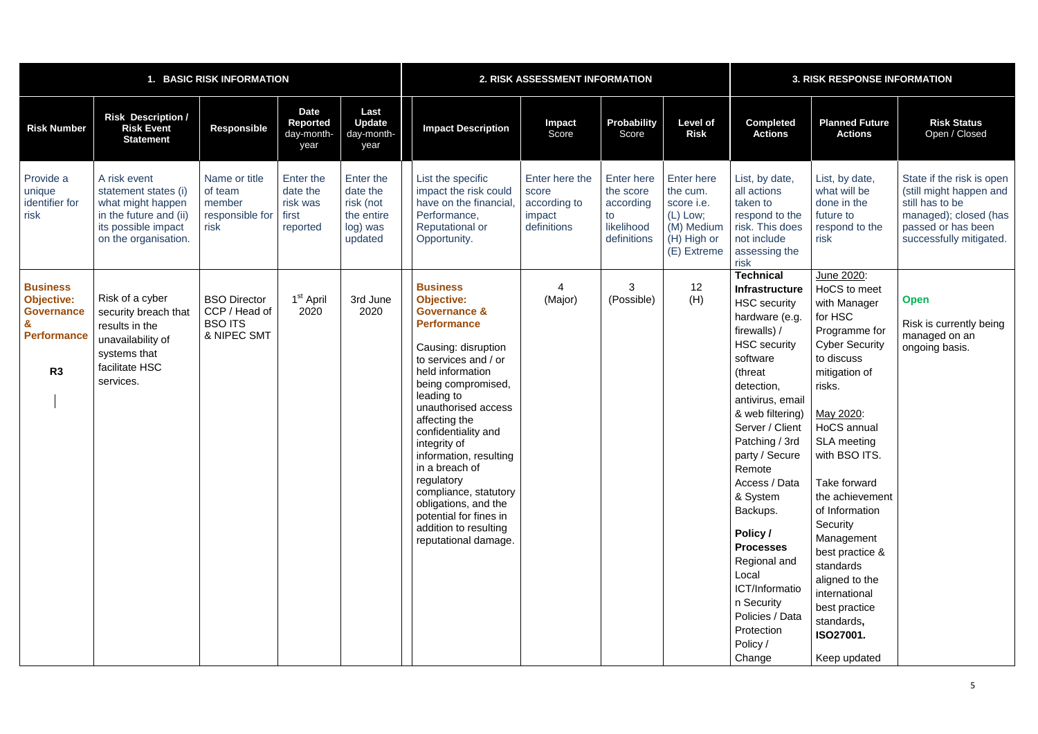| 1. BASIC RISK INFORMATION | | | | | 2. RISK ASSESSMENT INFORMATION | | | | 3. RISK RESPONSE INFORMATION | | |
|---|---|---|---|---|---|---|---|---|---|---|---|
| **Risk Number** | **Risk Description / Risk Event Statement** | **Responsible** | **Date Reported** day-month-year | **Last Update** day-month-year | **Impact Description** | **Impact** Score | **Probability** Score | **Level of Risk** | **Completed Actions** | **Planned Future Actions** | **Risk Status** Open / Closed |
| Provide a unique identifier for risk | A risk event statement states (i) what might happen in the future and (ii) its possible impact on the organisation. | Name or title of team member responsible for risk | Enter the date the risk was first reported | Enter the date the risk (not the entire log) was updated | List the specific impact the risk could have on the financial, Performance, Reputational or Opportunity. | Enter here the score according to impact definitions | Enter here the score according to likelihood definitions | Enter here the cum. score i.e. (L) Low; (M) Medium (H) High or (E) Extreme | List, by date, all actions taken to respond to the risk. This does not include assessing the risk | List, by date, what will be done in the future to respond to the risk | State if the risk is open (still might happen and still has to be managed); closed (has passed or has been successfully mitigated. |
| **Business Objective: Governance & Performance**<br><br>**R3** | Risk of a cyber security breach that results in the unavailability of systems that facilitate HSC services. | BSO Director CCP / Head of BSO ITS & NIPEC SMT | 1st April 2020 | 3rd June 2020 | **Business Objective: Governance & Performance**<br><br>Causing: disruption to services and / or held information being compromised, leading to unauthorised access affecting the confidentiality and integrity of information, resulting in a breach of regulatory compliance, statutory obligations, and the potential for fines in addition to resulting reputational damage. | 4 (Major) | 3 (Possible) | 12 (H) | **Technical Infrastructure** HSC security hardware (e.g. firewalls) / HSC security software (threat detection, antivirus, email & web filtering) Server / Client Patching / 3rd party / Secure Remote Access / Data & System Backups.<br><br>**Policy / Processes** Regional and Local ICT/Information Security Policies / Data Protection Policy / Change | June 2020: HoCS to meet with Manager for HSC Programme for Cyber Security to discuss mitigation of risks.<br><br>May 2020: HoCS annual SLA meeting with BSO ITS.<br><br>Take forward the achievement of Information Security Management best practice & standards aligned to the international best practice standards, **ISO27001.**<br><br>Keep updated | **Open**<br><br>Risk is currently being managed on an ongoing basis. |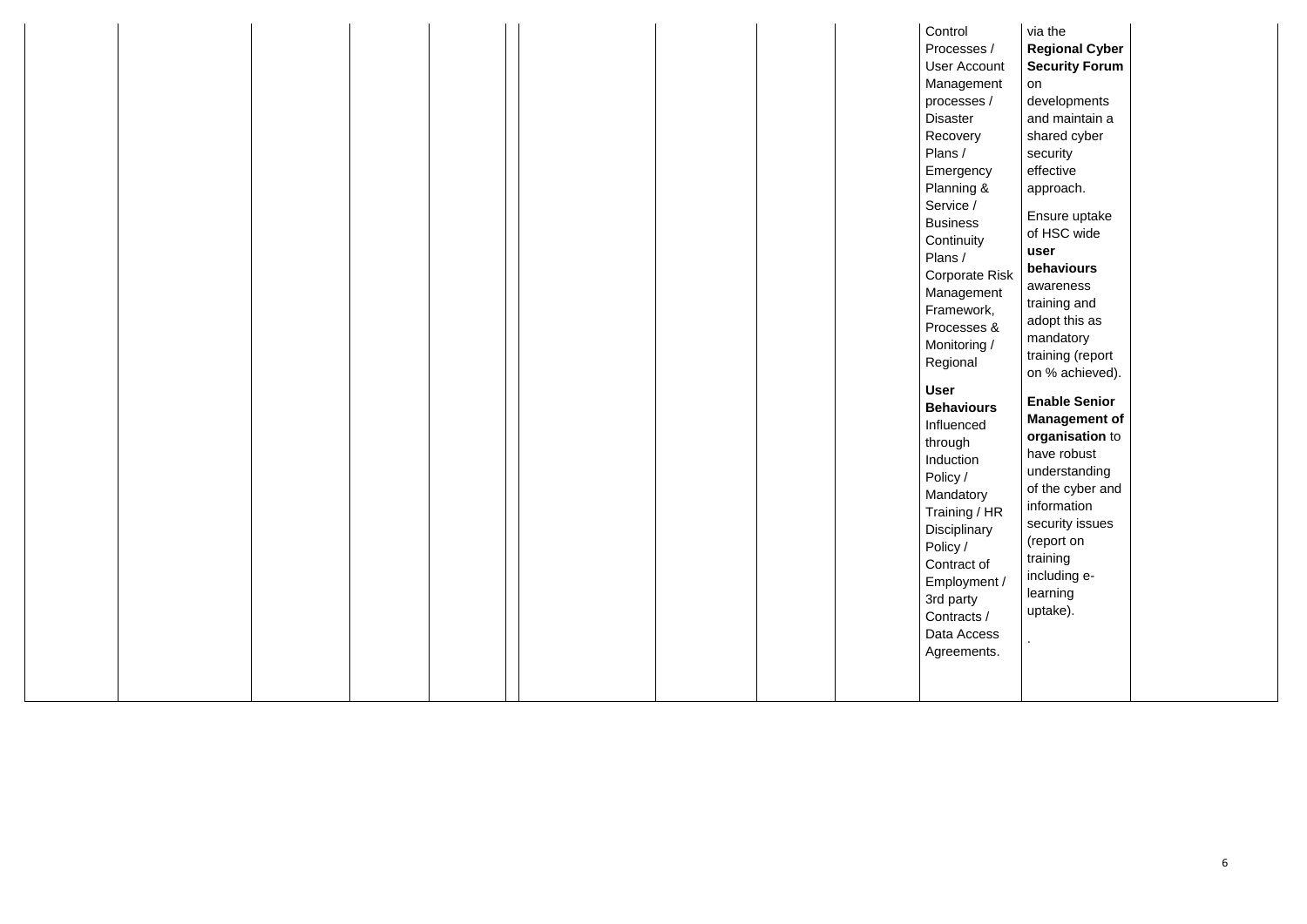| | | | | | | | | | | | |
|---|---|---|---|---|---|---|---|---|---|---|---|
| | | | | | | | | | Control Processes / User Account Management processes / Disaster Recovery Plans / Emergency Planning & Service / Business Continuity Plans / Corporate Risk Management Framework, Processes & Monitoring / Regional<br><br>**User Behaviours** Influenced through Induction Policy / Mandatory Training / HR Disciplinary Policy / Contract of Employment / 3rd party Contracts / Data Access Agreements. | via the **Regional Cyber Security Forum** on developments and maintain a shared cyber security effective approach.<br><br>Ensure uptake of HSC wide **user behaviours** awareness training and adopt this as mandatory training (report on % achieved).<br><br>**Enable Senior Management of organisation** to have robust understanding of the cyber and information security issues (report on training including e-learning uptake).<br><br>. | |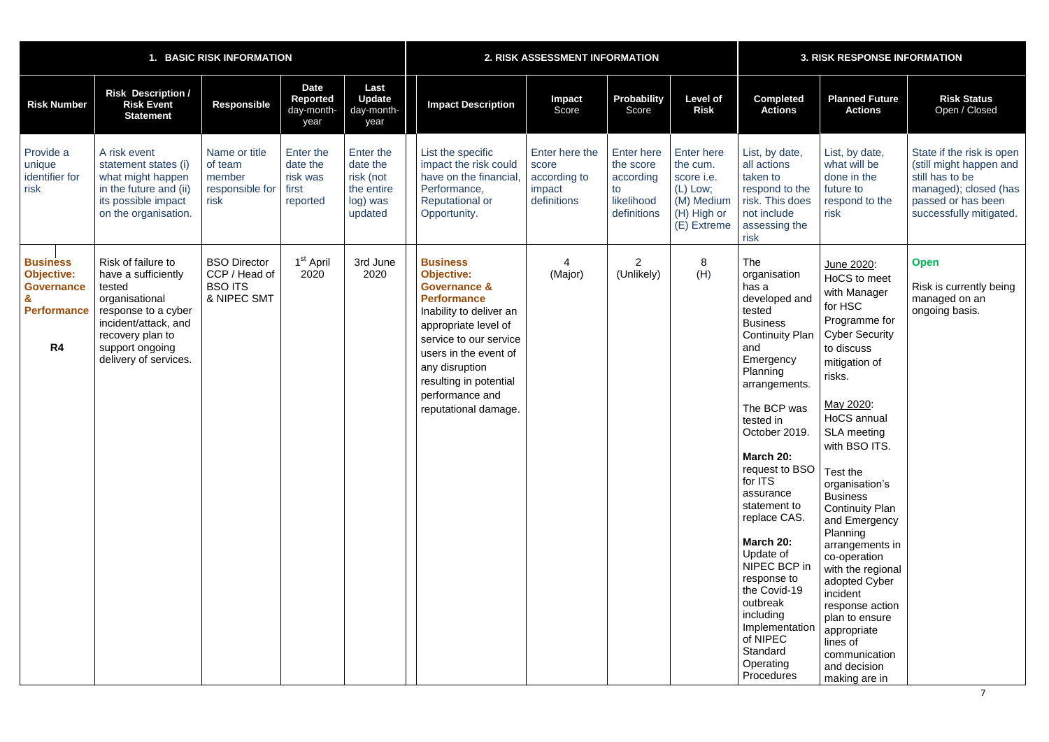| 1. BASIC RISK INFORMATION | | | | | 2. RISK ASSESSMENT INFORMATION | | | | 3. RISK RESPONSE INFORMATION | | |
|---|---|---|---|---|---|---|---|---|---|---|---|
| **Risk Number** | **Risk Description / Risk Event Statement** | **Responsible** | **Date Reported** day-month-year | **Last Update** day-month-year | **Impact Description** | **Impact** Score | **Probability** Score | **Level of Risk** | **Completed Actions** | **Planned Future Actions** | **Risk Status** Open / Closed |
| Provide a unique identifier for risk | A risk event statement states (i) what might happen in the future and (ii) its possible impact on the organisation. | Name or title of team member responsible for risk | Enter the date the risk was first reported | Enter the date the risk (not the entire log) was updated | List the specific impact the risk could have on the financial, Performance, Reputational or Opportunity. | Enter here the score according to impact definitions | Enter here the score according to likelihood definitions | Enter here the cum. score i.e. (L) Low; (M) Medium (H) High or (E) Extreme | List, by date, all actions taken to respond to the risk. This does not include assessing the risk | List, by date, what will be done in the future to respond to the risk | State if the risk is open (still might happen and still has to be managed); closed (has passed or has been successfully mitigated. |
| **Business Objective: Governance & Performance**<br><br>**R4** | Risk of failure to have a sufficiently tested organisational response to a cyber incident/attack, and recovery plan to support ongoing delivery of services. | BSO Director CCP / Head of BSO ITS & NIPEC SMT | 1st April 2020 | 3rd June 2020 | **Business Objective: Governance & Performance**<br>Inability to deliver an appropriate level of service to our service users in the event of any disruption resulting in potential performance and reputational damage. | 4 (Major) | 2 (Unlikely) | 8 (H) | The organisation has a developed and tested Business Continuity Plan and Emergency Planning arrangements.<br><br>The BCP was tested in October 2019.<br><br>**March 20:** request to BSO for ITS assurance statement to replace CAS.<br><br>**March 20:** Update of NIPEC BCP in response to the Covid-19 outbreak including Implementation of NIPEC Standard Operating Procedures | June 2020: HoCS to meet with Manager for HSC Programme for Cyber Security to discuss mitigation of risks.<br><br>May 2020: HoCS annual SLA meeting with BSO ITS.<br><br>Test the organisation's Business Continuity Plan and Emergency Planning arrangements in co-operation with the regional adopted Cyber incident response action plan to ensure appropriate lines of communication and decision making are in | **Open**<br><br>Risk is currently being managed on an ongoing basis. |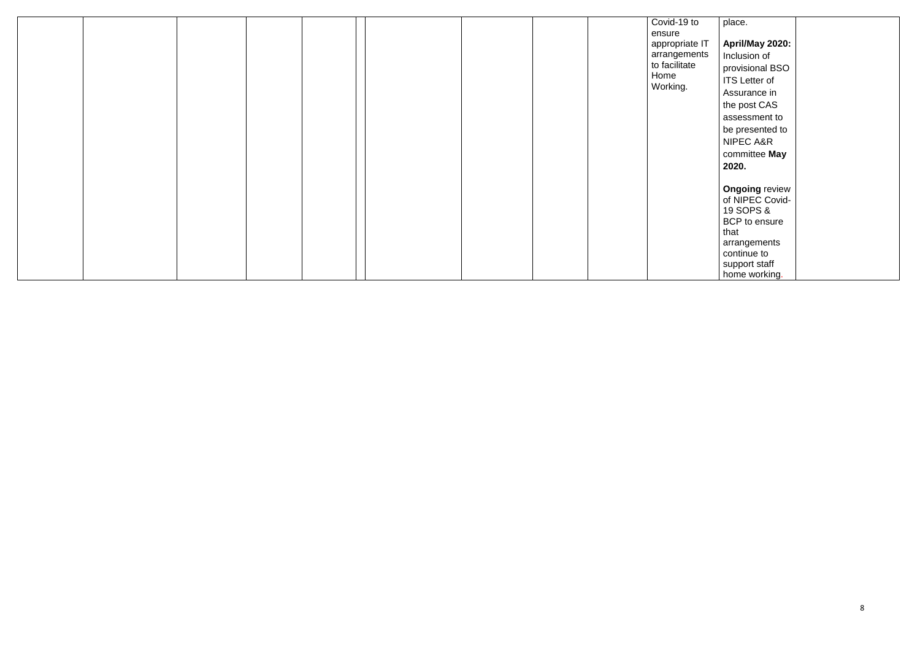| | | | | | | | | | | | | |
|---|---|---|---|---|---|---|---|---|---|---|---|---|
| | | | | | | | | | | Covid-19 to ensure appropriate IT arrangements to facilitate Home Working. | place.<br><br>**April/May 2020:** Inclusion of provisional BSO ITS Letter of Assurance in the post CAS assessment to be presented to NIPEC A&R committee **May 2020.**<br><br>**Ongoing** review of NIPEC Covid-19 SOPS & BCP to ensure that arrangements continue to support staff home working. | |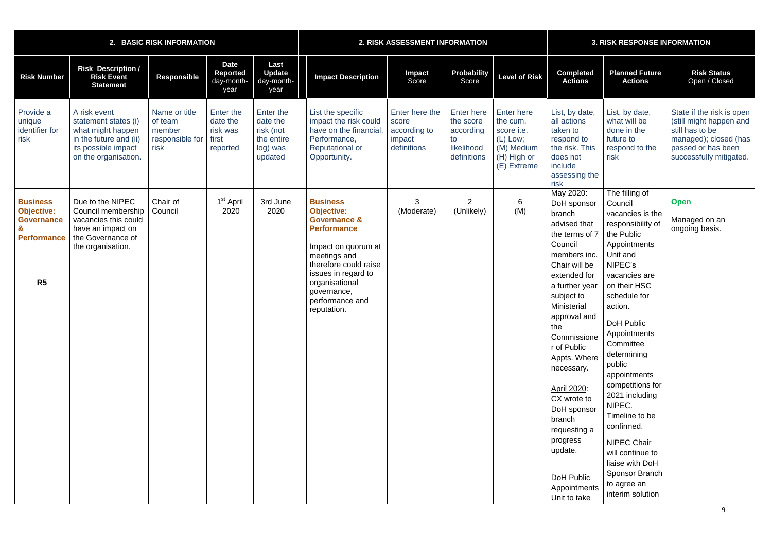| 2. BASIC RISK INFORMATION | | | | | 2. RISK ASSESSMENT INFORMATION | | | | 3. RISK RESPONSE INFORMATION | | |
|---|---|---|---|---|---|---|---|---|---|---|---|
| **Risk Number** | **Risk Description / Risk Event Statement** | **Responsible** | **Date Reported** day-month-year | **Last Update** day-month-year | **Impact Description** | **Impact** Score | **Probability** Score | **Level of Risk** | **Completed Actions** | **Planned Future Actions** | **Risk Status** Open / Closed |
| Provide a unique identifier for risk | A risk event statement states (i) what might happen in the future and (ii) its possible impact on the organisation. | Name or title of team member responsible for risk | Enter the date the risk was first reported | Enter the date the risk (not the entire log) was updated | List the specific impact the risk could have on the financial, Performance, Reputational or Opportunity. | Enter here the score according to impact definitions | Enter here the score according to likelihood definitions | Enter here the cum. score i.e. (L) Low; (M) Medium (H) High or (E) Extreme | List, by date, all actions taken to respond to the risk. This does not include assessing the risk | List, by date, what will be done in the future to respond to the risk | State if the risk is open (still might happen and still has to be managed); closed (has passed or has been successfully mitigated. |
| **Business Objective: Governance & Performance**<br><br>**R5** | Due to the NIPEC Council membership vacancies this could have an impact on the Governance of the organisation. | Chair of Council | 1st April 2020 | 3rd June 2020 | **Business Objective: Governance & Performance**<br><br>Impact on quorum at meetings and therefore could raise issues in regard to organisational governance, performance and reputation. | 3 (Moderate) | 2 (Unlikely) | 6 (M) | May 2020: DoH sponsor branch advised that the terms of 7 Council members inc. Chair will be extended for a further year subject to Ministerial approval and the Commissioner of Public Appts. Where necessary.<br><br>April 2020: CX wrote to DoH sponsor branch requesting a progress update.<br><br>DoH Public Appointments Unit to take | The filling of Council vacancies is the responsibility of the Public Appointments Unit and NIPEC's vacancies are on their HSC schedule for action.<br><br>DoH Public Appointments Committee determining public appointments competitions for 2021 including NIPEC. Timeline to be confirmed.<br><br>NIPEC Chair will continue to liaise with DoH Sponsor Branch to agree an interim solution | **Open**<br><br>Managed on an ongoing basis. |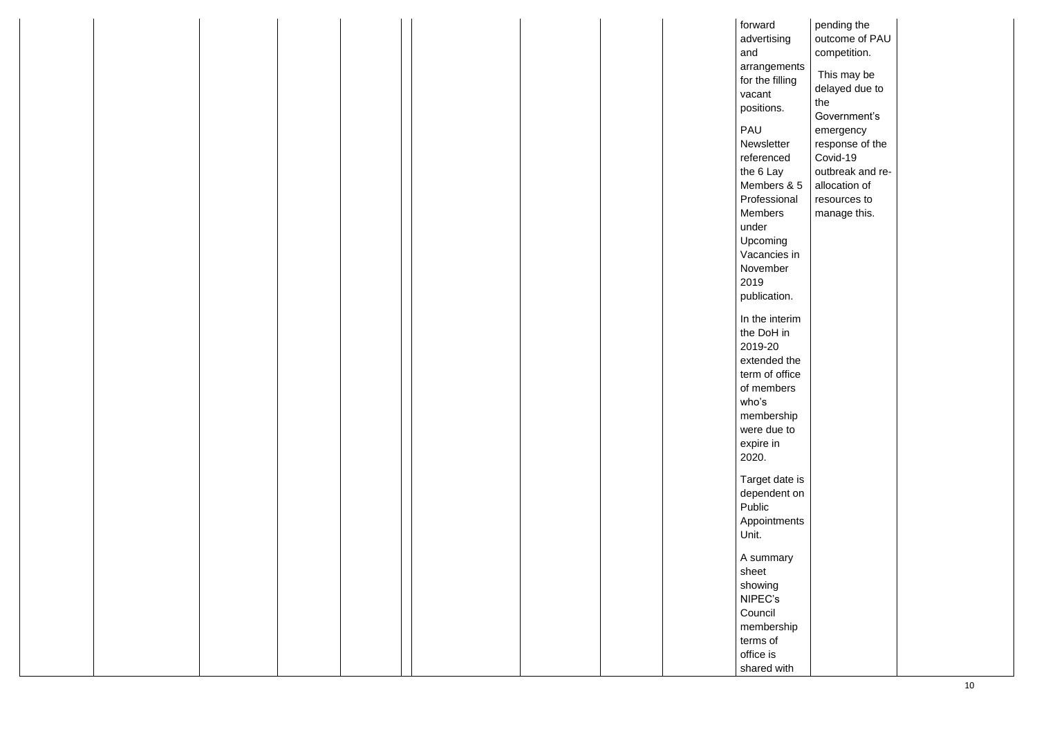| | | | | | | | | | | | |
|---|---|---|---|---|---|---|---|---|---|---|---|
| | | | | | | | | | forward advertising and arrangements for the filling vacant positions.<br><br>PAU Newsletter referenced the 6 Lay Members & 5 Professional Members under Upcoming Vacancies in November 2019 publication.<br><br>In the interim the DoH in 2019-20 extended the term of office of members who's membership were due to expire in 2020.<br><br>Target date is dependent on Public Appointments Unit.<br><br>A summary sheet showing NIPEC's Council membership terms of office is shared with | pending the outcome of PAU competition.<br><br>This may be delayed due to the Government's emergency response of the Covid-19 outbreak and re-allocation of resources to manage this. | |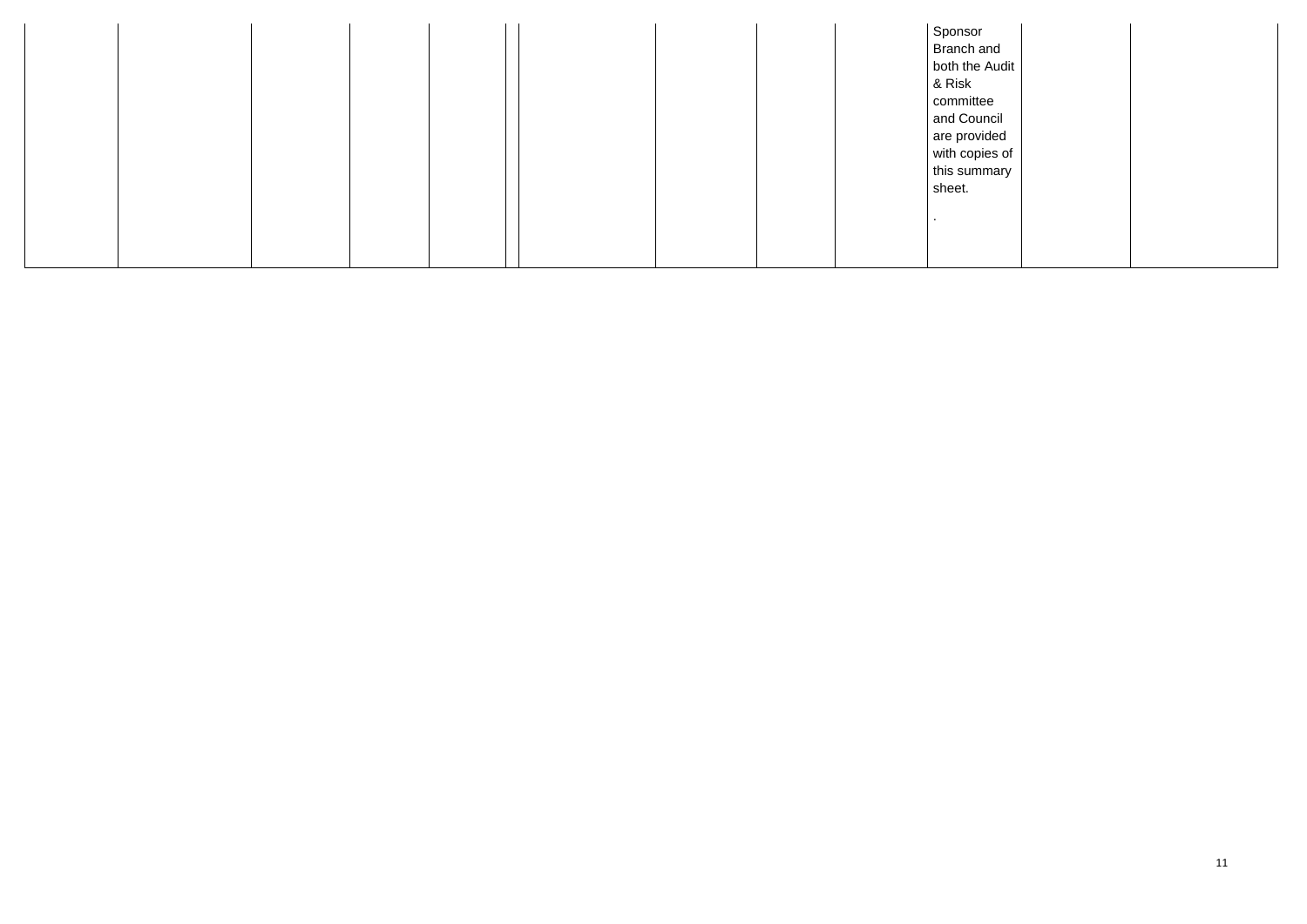| | | | | | | | | | | | | |
|---|---|---|---|---|---|---|---|---|---|---|---|---|
| | | | | | | | | | | Sponsor Branch and both the Audit & Risk committee and Council are provided with copies of this summary sheet. <br><br> . | | |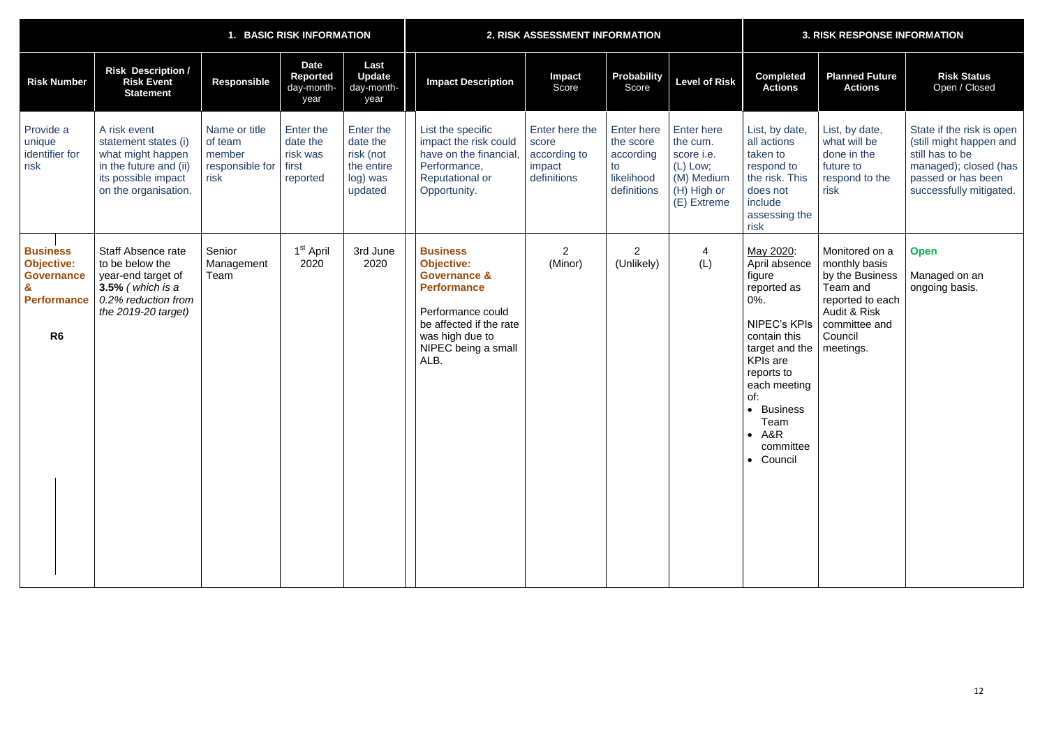| 1. BASIC RISK INFORMATION | | | | | 2. RISK ASSESSMENT INFORMATION | | | | 3. RISK RESPONSE INFORMATION | | |
|---|---|---|---|---|---|---|---|---|---|---|---|
| **Risk Number** | **Risk Description / Risk Event Statement** | **Responsible** | **Date Reported** day-month-year | **Last Update** day-month-year | **Impact Description** | **Impact** Score | **Probability** Score | **Level of Risk** | **Completed Actions** | **Planned Future Actions** | **Risk Status** Open / Closed |
| Provide a unique identifier for risk | A risk event statement states (i) what might happen in the future and (ii) its possible impact on the organisation. | Name or title of team member responsible for risk | Enter the date the risk was first reported | Enter the date the risk (not the entire log) was updated | List the specific impact the risk could have on the financial, Performance, Reputational or Opportunity. | Enter here the score according to impact definitions | Enter here the score according to likelihood definitions | Enter here the cum. score i.e. (L) Low; (M) Medium (H) High or (E) Extreme | List, by date, all actions taken to respond to the risk. This does not include assessing the risk | List, by date, what will be done in the future to respond to the risk | State if the risk is open (still might happen and still has to be managed); closed (has passed or has been successfully mitigated. |
| **Business Objective: Governance & Performance**<br><br>**R6** | Staff Absence rate to be below the year-end target of **3.5%** *( which is a 0.2% reduction from the 2019-20 target)* | Senior Management Team | 1st April 2020 | 3rd June 2020 | **Business Objective: Governance & Performance**<br><br>Performance could be affected if the rate was high due to NIPEC being a small ALB. | 2 (Minor) | 2 (Unlikely) | 4 (L) | May 2020: April absence figure reported as 0%.<br><br>NIPEC's KPIs contain this target and the KPIs are reports to each meeting of:<br>• Business Team<br>• A&R committee<br>• Council | Monitored on a monthly basis by the Business Team and reported to each Audit & Risk committee and Council meetings. | **Open**<br><br>Managed on an ongoing basis. |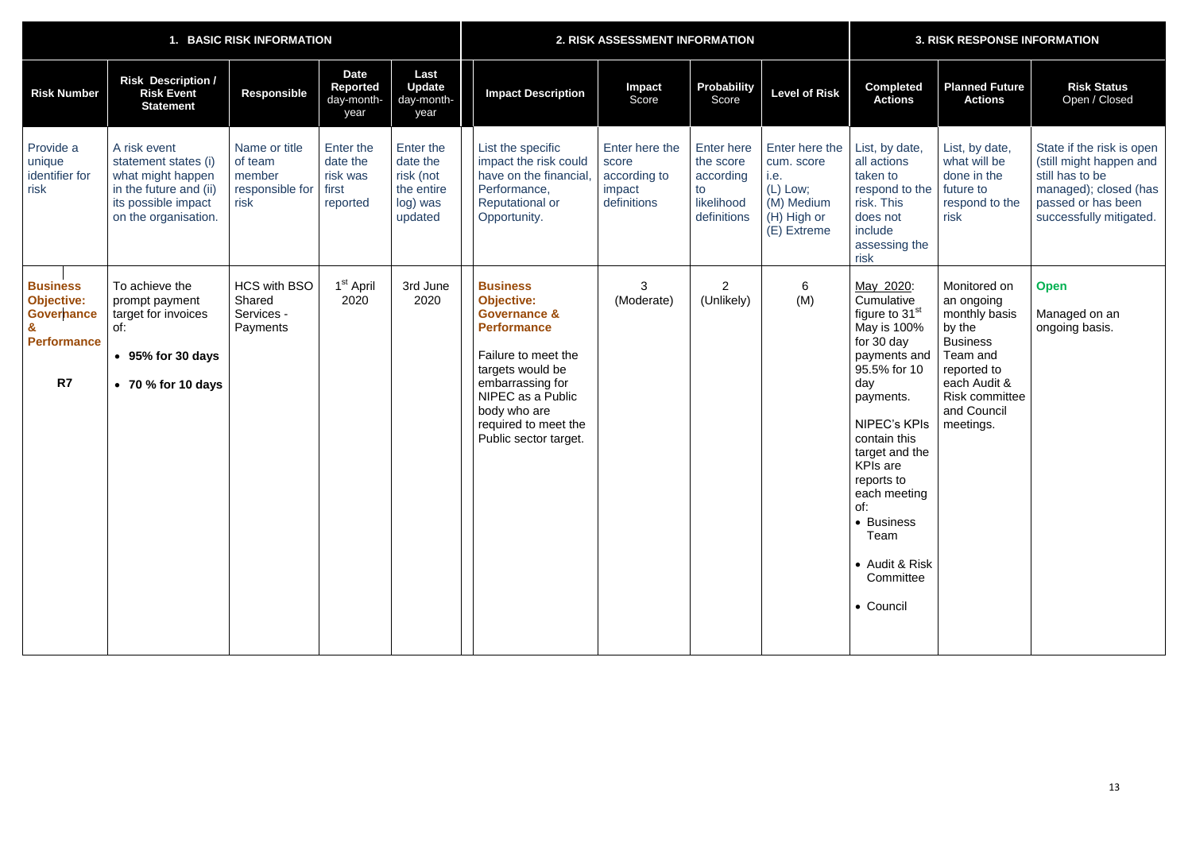| 1. BASIC RISK INFORMATION | | | | | 2. RISK ASSESSMENT INFORMATION | | | | 3. RISK RESPONSE INFORMATION | | |
|---|---|---|---|---|---|---|---|---|---|---|---|
| **Risk Number** | **Risk Description / Risk Event Statement** | **Responsible** | **Date Reported** day-month-year | **Last Update** day-month-year | **Impact Description** | **Impact** Score | **Probability** Score | **Level of Risk** | **Completed Actions** | **Planned Future Actions** | **Risk Status** Open / Closed |
| Provide a unique identifier for risk | A risk event statement states (i) what might happen in the future and (ii) its possible impact on the organisation. | Name or title of team member responsible for risk | Enter the date the risk was first reported | Enter the date the risk (not the entire log) was updated | List the specific impact the risk could have on the financial, Performance, Reputational or Opportunity. | Enter here the score according to impact definitions | Enter here the score according to likelihood definitions | Enter here the cum. score i.e. (L) Low; (M) Medium (H) High or (E) Extreme | List, by date, all actions taken to respond to the risk. This does not include assessing the risk | List, by date, what will be done in the future to respond to the risk | State if the risk is open (still might happen and still has to be managed); closed (has passed or has been successfully mitigated. |
| **Business Objective: Governance & Performance** <br><br> **R7** | To achieve the prompt payment target for invoices of: <br>• **95% for 30 days** <br>• **70 % for 10 days** | HCS with BSO Shared Services - Payments | 1st April 2020 | 3rd June 2020 | **Business Objective: Governance & Performance** <br><br> Failure to meet the targets would be embarrassing for NIPEC as a Public body who are required to meet the Public sector target. | 3 (Moderate) | 2 (Unlikely) | 6 (M) | May 2020: Cumulative figure to 31st May is 100% for 30 day payments and 95.5% for 10 day payments. <br><br> NIPEC's KPIs contain this target and the KPIs are reports to each meeting of: <br>• Business Team <br>• Audit & Risk Committee <br>• Council | Monitored on an ongoing monthly basis by the Business Team and reported to each Audit & Risk committee and Council meetings. | **Open** <br><br> Managed on an ongoing basis. |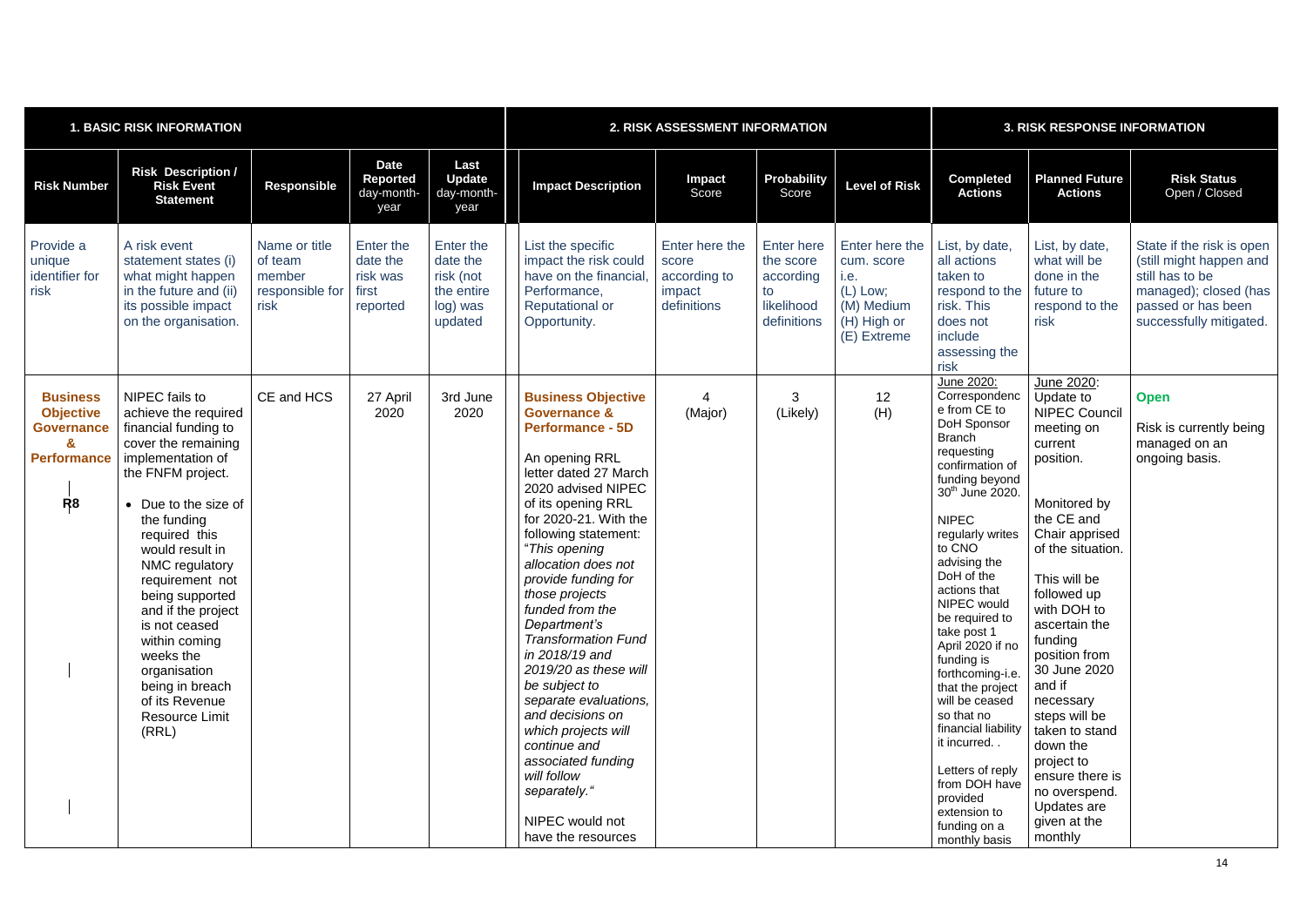| 1. BASIC RISK INFORMATION | | | | | 2. RISK ASSESSMENT INFORMATION | | | | 3. RISK RESPONSE INFORMATION | | |
|---|---|---|---|---|---|---|---|---|---|---|---|
| **Risk Number** | **Risk Description / Risk Event Statement** | **Responsible** | **Date Reported** day-month-year | **Last Update** day-month-year | **Impact Description** | **Impact** Score | **Probability** Score | **Level of Risk** | **Completed Actions** | **Planned Future Actions** | **Risk Status** Open / Closed |
| Provide a unique identifier for risk | A risk event statement states (i) what might happen in the future and (ii) its possible impact on the organisation. | Name or title of team member responsible for risk | Enter the date the risk was first reported | Enter the date the risk (not the entire log) was updated | List the specific impact the risk could have on the financial, Performance, Reputational or Opportunity. | Enter here the score according to impact definitions | Enter here the score according to likelihood definitions | Enter here the cum. score i.e. (L) Low; (M) Medium (H) High or (E) Extreme | List, by date, all actions taken to respond to the risk. This does not include assessing the risk | List, by date, what will be done in the future to respond to the risk | State if the risk is open (still might happen and still has to be managed); closed (has passed or has been successfully mitigated. |
| **Business Objective Governance & Performance** <br><br> **R8** | NIPEC fails to achieve the required financial funding to cover the remaining implementation of the FNFM project. <br><br> • Due to the size of the funding required this would result in NMC regulatory requirement not being supported and if the project is not ceased within coming weeks the organisation being in breach of its Revenue Resource Limit (RRL) | CE and HCS | 27 April 2020 | 3rd June 2020 | **Business Objective Governance & Performance - 5D** <br><br> An opening RRL letter dated 27 March 2020 advised NIPEC of its opening RRL for 2020-21. With the following statement: "*This opening allocation does not provide funding for those projects funded from the Department's Transformation Fund in 2018/19 and 2019/20 as these will be subject to separate evaluations, and decisions on which projects will continue and associated funding will follow separately.*" <br><br> NIPEC would not have the resources | 4 (Major) | 3 (Likely) | 12 (H) | June 2020: Correspondence from CE to DoH Sponsor Branch requesting confirmation of funding beyond 30th June 2020. <br><br> NIPEC regularly writes to CNO advising the DoH of the actions that NIPEC would be required to take post 1 April 2020 if no funding is forthcoming-i.e. that the project will be ceased so that no financial liability it incurred. . <br><br> Letters of reply from DOH have provided extension to funding on a monthly basis | June 2020: Update to NIPEC Council meeting on current position. <br><br> Monitored by the CE and Chair apprised of the situation. <br><br> This will be followed up with DOH to ascertain the funding position from 30 June 2020 and if necessary steps will be taken to stand down the project to ensure there is no overspend. Updates are given at the monthly | **Open** <br><br> Risk is currently being managed on an ongoing basis. |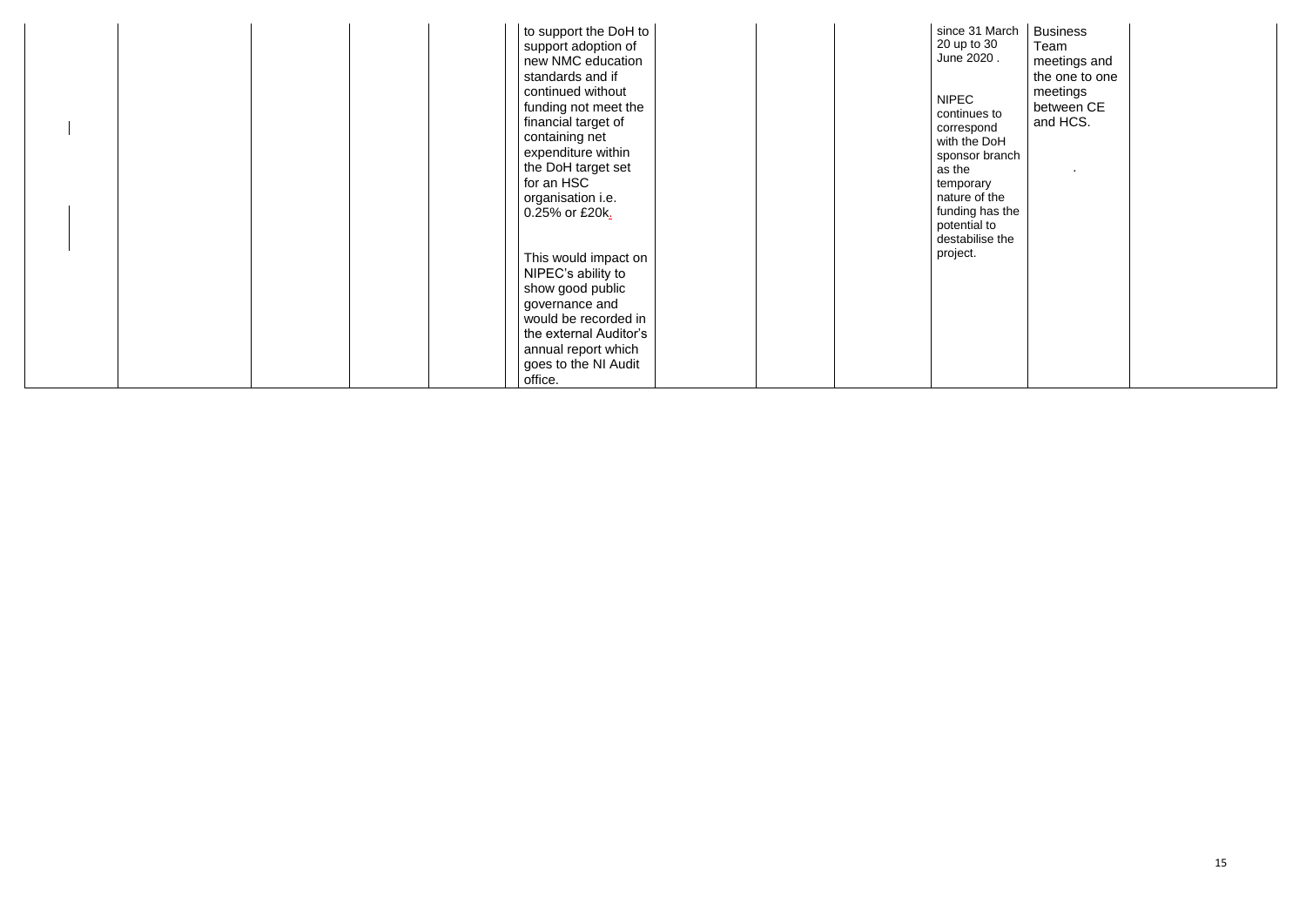| | | | | | | | | | | | |
|---|---|---|---|---|---|---|---|---|---|---|---|
| | | | | | to support the DoH to support adoption of new NMC education standards and if continued without funding not meet the financial target of containing net expenditure within the DoH target set for an HSC organisation i.e. 0.25% or £20k.<br><br>This would impact on NIPEC's ability to show good public governance and would be recorded in the external Auditor's annual report which goes to the NI Audit office. | | | | since 31 March 20 up to 30 June 2020 .<br><br>NIPEC continues to correspond with the DoH sponsor branch as the temporary nature of the funding has the potential to destabilise the project. | Business Team meetings and the one to one meetings between CE and HCS.<br><br>. | |